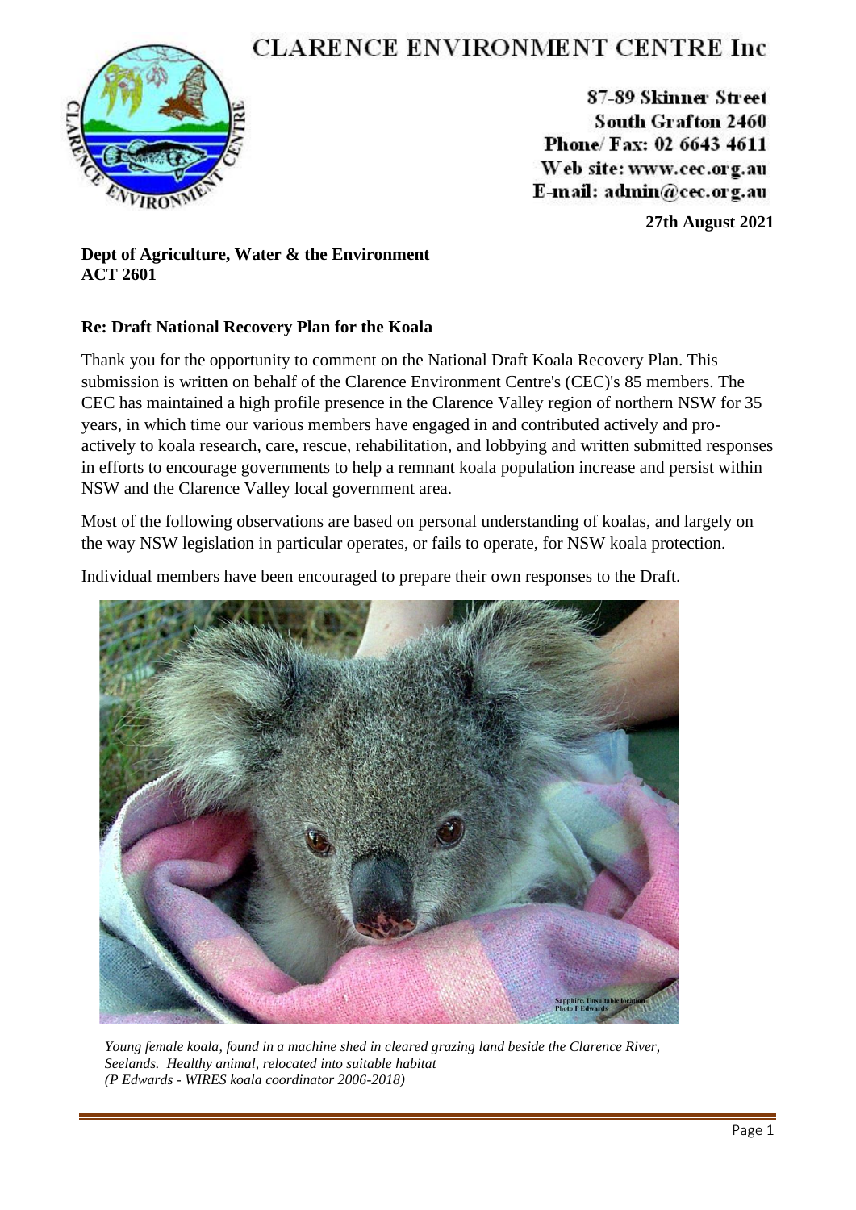# CLARENCE ENVIRONMENT CENTRE Inc

87-89 Skinner Street
South Grafton 2460
Phone/ Fax: 02 6643 4611
Web site: www.cec.org.au
E-mail: admin@cec.org.au

**27th August 2021**

**Dept of Agriculture, Water & the Environment**
**ACT 2601**

**Re: Draft National Recovery Plan for the Koala**

Thank you for the opportunity to comment on the National Draft Koala Recovery Plan. This submission is written on behalf of the Clarence Environment Centre's (CEC)'s 85 members. The CEC has maintained a high profile presence in the Clarence Valley region of northern NSW for 35 years, in which time our various members have engaged in and contributed actively and pro-actively to koala research, care, rescue, rehabilitation, and lobbying and written submitted responses in efforts to encourage governments to help a remnant koala population increase and persist within NSW and the Clarence Valley local government area.

Most of the following observations are based on personal understanding of koalas, and largely on the way NSW legislation in particular operates, or fails to operate, for NSW koala protection.

Individual members have been encouraged to prepare their own responses to the Draft.

*Young female koala, found in a machine shed in cleared grazing land beside the Clarence River, Seelands. Healthy animal, relocated into suitable habitat*
*(P Edwards - WIRES koala coordinator 2006-2018)*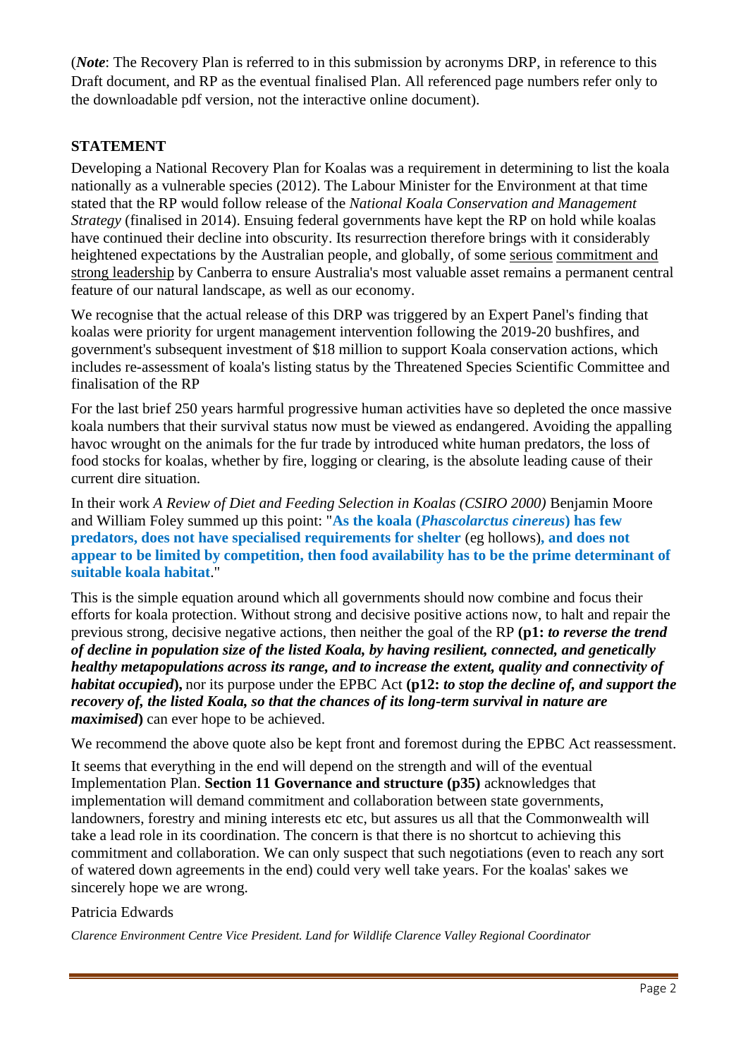(*Note*: The Recovery Plan is referred to in this submission by acronyms DRP, in reference to this Draft document, and RP as the eventual finalised Plan. All referenced page numbers refer only to the downloadable pdf version, not the interactive online document).

## STATEMENT

Developing a National Recovery Plan for Koalas was a requirement in determining to list the koala nationally as a vulnerable species (2012). The Labour Minister for the Environment at that time stated that the RP would follow release of the *National Koala Conservation and Management Strategy* (finalised in 2014). Ensuing federal governments have kept the RP on hold while koalas have continued their decline into obscurity. Its resurrection therefore brings with it considerably heightened expectations by the Australian people, and globally, of some serious commitment and strong leadership by Canberra to ensure Australia's most valuable asset remains a permanent central feature of our natural landscape, as well as our economy.

We recognise that the actual release of this DRP was triggered by an Expert Panel's finding that koalas were priority for urgent management intervention following the 2019-20 bushfires, and government's subsequent investment of $18 million to support Koala conservation actions, which includes re-assessment of koala's listing status by the Threatened Species Scientific Committee and finalisation of the RP

For the last brief 250 years harmful progressive human activities have so depleted the once massive koala numbers that their survival status now must be viewed as endangered. Avoiding the appalling havoc wrought on the animals for the fur trade by introduced white human predators, the loss of food stocks for koalas, whether by fire, logging or clearing, is the absolute leading cause of their current dire situation.

In their work *A Review of Diet and Feeding Selection in Koalas (CSIRO 2000)* Benjamin Moore and William Foley summed up this point: "**As the koala (*Phascolarctus cinereus*) has few predators, does not have specialised requirements for shelter** (eg hollows)**, and does not appear to be limited by competition, then food availability has to be the prime determinant of suitable koala habitat**."

This is the simple equation around which all governments should now combine and focus their efforts for koala protection. Without strong and decisive positive actions now, to halt and repair the previous strong, decisive negative actions, then neither the goal of the RP **(p1: *to reverse the trend of decline in population size of the listed Koala, by having resilient, connected, and genetically healthy metapopulations across its range, and to increase the extent, quality and connectivity of habitat occupied*),** nor its purpose under the EPBC Act **(p12: *to stop the decline of, and support the recovery of, the listed Koala, so that the chances of its long-term survival in nature are maximised*)** can ever hope to be achieved.

We recommend the above quote also be kept front and foremost during the EPBC Act reassessment.

It seems that everything in the end will depend on the strength and will of the eventual Implementation Plan. **Section 11 Governance and structure (p35)** acknowledges that implementation will demand commitment and collaboration between state governments, landowners, forestry and mining interests etc etc, but assures us all that the Commonwealth will take a lead role in its coordination. The concern is that there is no shortcut to achieving this commitment and collaboration. We can only suspect that such negotiations (even to reach any sort of watered down agreements in the end) could very well take years. For the koalas' sakes we sincerely hope we are wrong.

Patricia Edwards

*Clarence Environment Centre Vice President. Land for Wildlife Clarence Valley Regional Coordinator*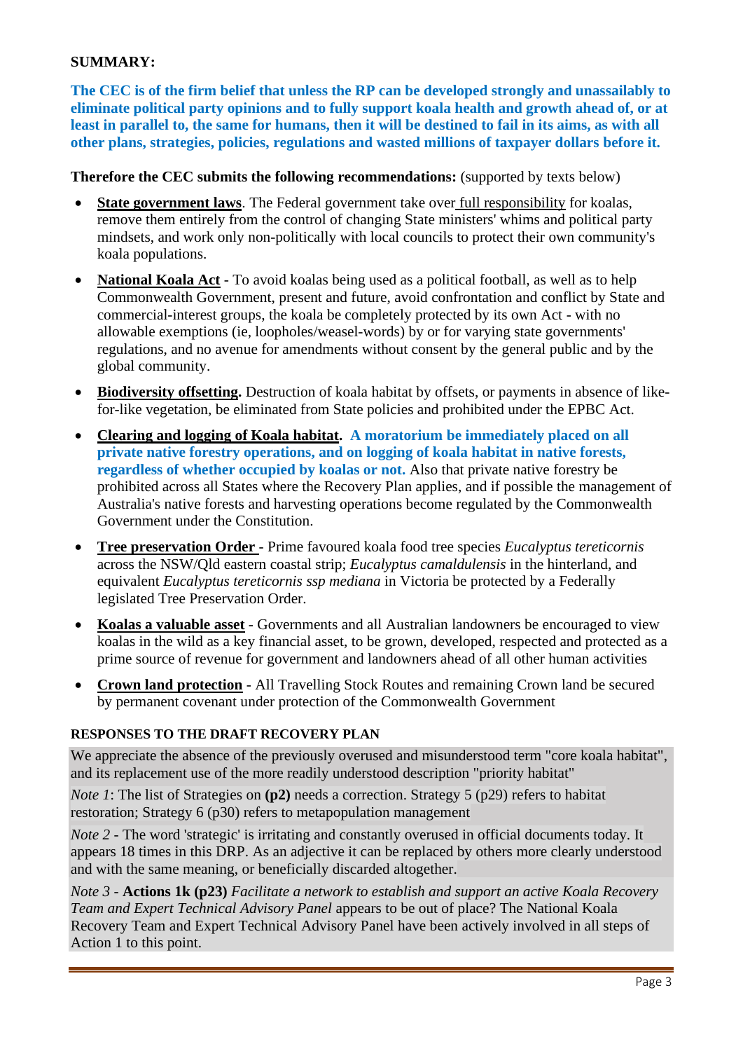**SUMMARY:**

**The CEC is of the firm belief that unless the RP can be developed strongly and unassailably to eliminate political party opinions and to fully support koala health and growth ahead of, or at least in parallel to, the same for humans, then it will be destined to fail in its aims, as with all other plans, strategies, policies, regulations and wasted millions of taxpayer dollars before it.**

**Therefore the CEC submits the following recommendations:** (supported by texts below)

- **State government laws**. The Federal government take over full responsibility for koalas, remove them entirely from the control of changing State ministers' whims and political party mindsets, and work only non-politically with local councils to protect their own community's koala populations.
- **National Koala Act** - To avoid koalas being used as a political football, as well as to help Commonwealth Government, present and future, avoid confrontation and conflict by State and commercial-interest groups, the koala be completely protected by its own Act - with no allowable exemptions (ie, loopholes/weasel-words) by or for varying state governments' regulations, and no avenue for amendments without consent by the general public and by the global community.
- **Biodiversity offsetting.** Destruction of koala habitat by offsets, or payments in absence of like-for-like vegetation, be eliminated from State policies and prohibited under the EPBC Act.
- **Clearing and logging of Koala habitat**. **A moratorium be immediately placed on all private native forestry operations, and on logging of koala habitat in native forests, regardless of whether occupied by koalas or not.** Also that private native forestry be prohibited across all States where the Recovery Plan applies, and if possible the management of Australia's native forests and harvesting operations become regulated by the Commonwealth Government under the Constitution.
- **Tree preservation Order** - Prime favoured koala food tree species *Eucalyptus tereticornis* across the NSW/Qld eastern coastal strip; *Eucalyptus camaldulensis* in the hinterland, and equivalent *Eucalyptus tereticornis ssp mediana* in Victoria be protected by a Federally legislated Tree Preservation Order.
- **Koalas a valuable asset** - Governments and all Australian landowners be encouraged to view koalas in the wild as a key financial asset, to be grown, developed, respected and protected as a prime source of revenue for government and landowners ahead of all other human activities
- **Crown land protection** - All Travelling Stock Routes and remaining Crown land be secured by permanent covenant under protection of the Commonwealth Government

**RESPONSES TO THE DRAFT RECOVERY PLAN**

We appreciate the absence of the previously overused and misunderstood term "core koala habitat", and its replacement use of the more readily understood description "priority habitat"

*Note 1*: The list of Strategies on **(p2)** needs a correction. Strategy 5 (p29) refers to habitat restoration; Strategy 6 (p30) refers to metapopulation management

*Note 2* - The word 'strategic' is irritating and constantly overused in official documents today. It appears 18 times in this DRP. As an adjective it can be replaced by others more clearly understood and with the same meaning, or beneficially discarded altogether.

*Note 3* - **Actions 1k (p23)** *Facilitate a network to establish and support an active Koala Recovery Team and Expert Technical Advisory Panel* appears to be out of place? The National Koala Recovery Team and Expert Technical Advisory Panel have been actively involved in all steps of Action 1 to this point.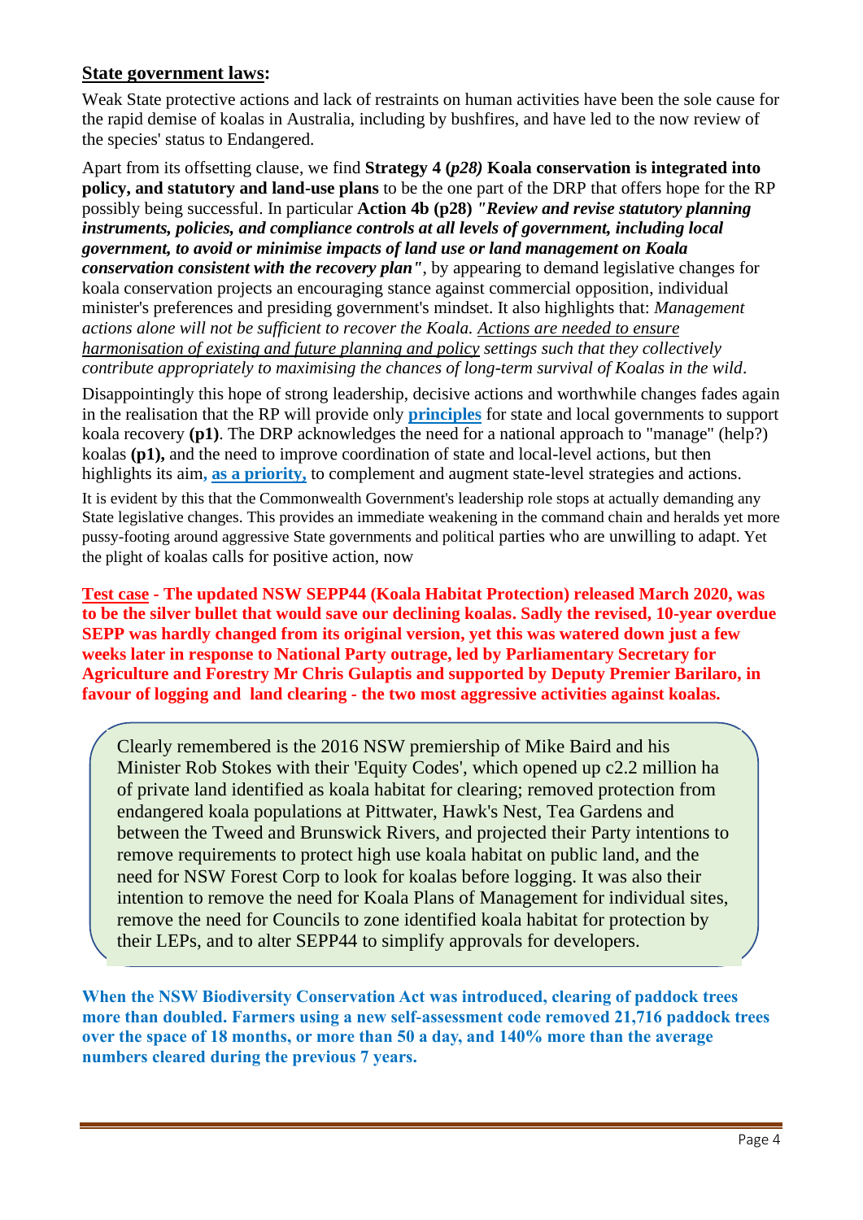## State government laws:

Weak State protective actions and lack of restraints on human activities have been the sole cause for the rapid demise of koalas in Australia, including by bushfires, and have led to the now review of the species' status to Endangered.

Apart from its offsetting clause, we find **Strategy 4 (*p28*) Koala conservation is integrated into policy, and statutory and land-use plans** to be the one part of the DRP that offers hope for the RP possibly being successful. In particular **Action 4b (p28)** ***"Review and revise statutory planning instruments, policies, and compliance controls at all levels of government, including local government, to avoid or minimise impacts of land use or land management on Koala conservation consistent with the recovery plan"***, by appearing to demand legislative changes for koala conservation projects an encouraging stance against commercial opposition, individual minister's preferences and presiding government's mindset. It also highlights that: *Management actions alone will not be sufficient to recover the Koala. Actions are needed to ensure harmonisation of existing and future planning and policy settings such that they collectively contribute appropriately to maximising the chances of long-term survival of Koalas in the wild*.

Disappointingly this hope of strong leadership, decisive actions and worthwhile changes fades again in the realisation that the RP will provide only **principles** for state and local governments to support koala recovery **(p1)**. The DRP acknowledges the need for a national approach to "manage" (help?) koalas **(p1),** and the need to improve coordination of state and local-level actions, but then highlights its aim**, as a priority,** to complement and augment state-level strategies and actions.

It is evident by this that the Commonwealth Government's leadership role stops at actually demanding any State legislative changes. This provides an immediate weakening in the command chain and heralds yet more pussy-footing around aggressive State governments and political parties who are unwilling to adapt. Yet the plight of koalas calls for positive action, now

**Test case - The updated NSW SEPP44 (Koala Habitat Protection) released March 2020, was to be the silver bullet that would save our declining koalas. Sadly the revised, 10-year overdue SEPP was hardly changed from its original version, yet this was watered down just a few weeks later in response to National Party outrage, led by Parliamentary Secretary for Agriculture and Forestry Mr Chris Gulaptis and supported by Deputy Premier Barilaro, in favour of logging and land clearing - the two most aggressive activities against koalas.**

Clearly remembered is the 2016 NSW premiership of Mike Baird and his Minister Rob Stokes with their 'Equity Codes', which opened up c2.2 million ha of private land identified as koala habitat for clearing; removed protection from endangered koala populations at Pittwater, Hawk's Nest, Tea Gardens and between the Tweed and Brunswick Rivers, and projected their Party intentions to remove requirements to protect high use koala habitat on public land, and the need for NSW Forest Corp to look for koalas before logging. It was also their intention to remove the need for Koala Plans of Management for individual sites, remove the need for Councils to zone identified koala habitat for protection by their LEPs, and to alter SEPP44 to simplify approvals for developers.

**When the NSW Biodiversity Conservation Act was introduced, clearing of paddock trees more than doubled. Farmers using a new self-assessment code removed 21,716 paddock trees over the space of 18 months, or more than 50 a day, and 140% more than the average numbers cleared during the previous 7 years.**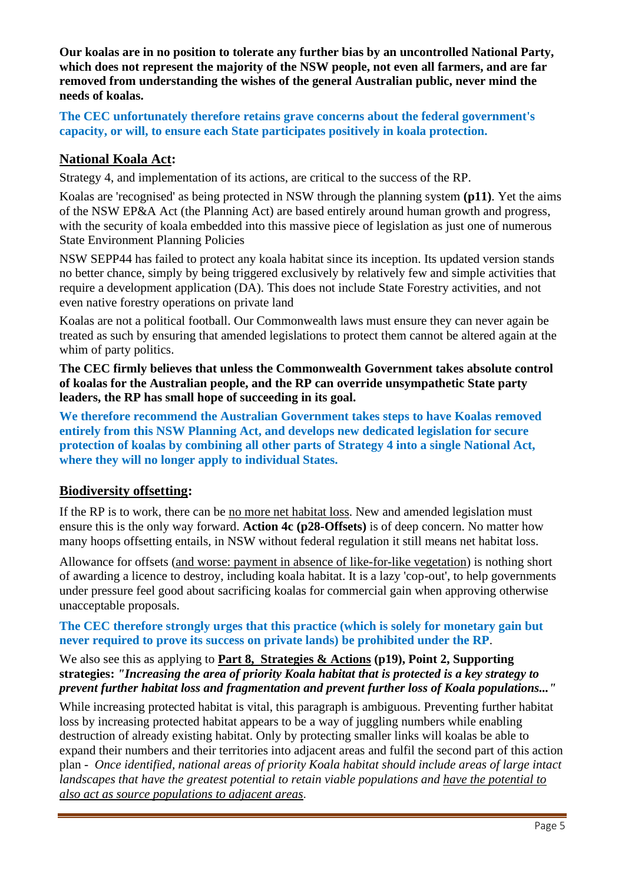**Our koalas are in no position to tolerate any further bias by an uncontrolled National Party, which does not represent the majority of the NSW people, not even all farmers, and are far removed from understanding the wishes of the general Australian public, never mind the needs of koalas.**

**The CEC unfortunately therefore retains grave concerns about the federal government's capacity, or will, to ensure each State participates positively in koala protection.**

## National Koala Act:

Strategy 4, and implementation of its actions, are critical to the success of the RP.

Koalas are 'recognised' as being protected in NSW through the planning system **(p11)**. Yet the aims of the NSW EP&A Act (the Planning Act) are based entirely around human growth and progress, with the security of koala embedded into this massive piece of legislation as just one of numerous State Environment Planning Policies

NSW SEPP44 has failed to protect any koala habitat since its inception. Its updated version stands no better chance, simply by being triggered exclusively by relatively few and simple activities that require a development application (DA). This does not include State Forestry activities, and not even native forestry operations on private land

Koalas are not a political football. Our Commonwealth laws must ensure they can never again be treated as such by ensuring that amended legislations to protect them cannot be altered again at the whim of party politics.

**The CEC firmly believes that unless the Commonwealth Government takes absolute control of koalas for the Australian people, and the RP can override unsympathetic State party leaders, the RP has small hope of succeeding in its goal.**

**We therefore recommend the Australian Government takes steps to have Koalas removed entirely from this NSW Planning Act, and develops new dedicated legislation for secure protection of koalas by combining all other parts of Strategy 4 into a single National Act, where they will no longer apply to individual States.**

## Biodiversity offsetting:

If the RP is to work, there can be no more net habitat loss. New and amended legislation must ensure this is the only way forward. **Action 4c (p28-Offsets)** is of deep concern. No matter how many hoops offsetting entails, in NSW without federal regulation it still means net habitat loss.

Allowance for offsets (and worse: payment in absence of like-for-like vegetation) is nothing short of awarding a licence to destroy, including koala habitat. It is a lazy 'cop-out', to help governments under pressure feel good about sacrificing koalas for commercial gain when approving otherwise unacceptable proposals.

**The CEC therefore strongly urges that this practice (which is solely for monetary gain but never required to prove its success on private lands) be prohibited under the RP**.

We also see this as applying to **Part 8, Strategies & Actions (p19), Point 2, Supporting strategies:** ***"Increasing the area of priority Koala habitat that is protected is a key strategy to prevent further habitat loss and fragmentation and prevent further loss of Koala populations..."***

While increasing protected habitat is vital, this paragraph is ambiguous. Preventing further habitat loss by increasing protected habitat appears to be a way of juggling numbers while enabling destruction of already existing habitat. Only by protecting smaller links will koalas be able to expand their numbers and their territories into adjacent areas and fulfil the second part of this action plan - *Once identified, national areas of priority Koala habitat should include areas of large intact landscapes that have the greatest potential to retain viable populations and have the potential to also act as source populations to adjacent areas.*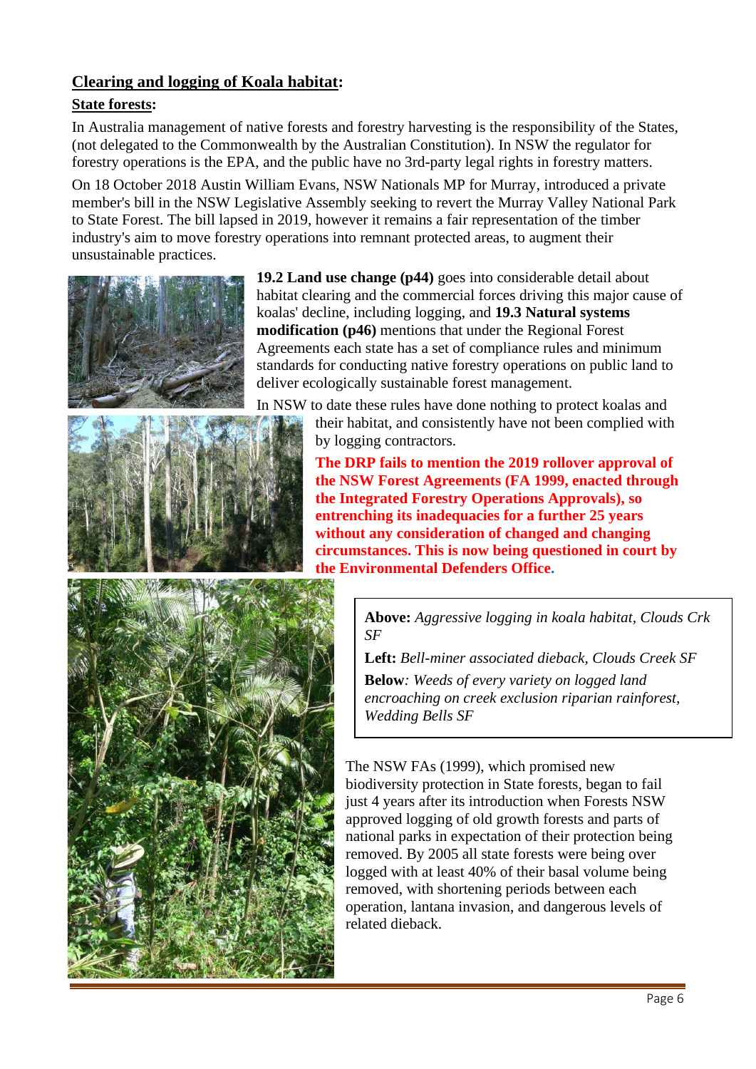## Clearing and logging of Koala habitat:

### State forests:

In Australia management of native forests and forestry harvesting is the responsibility of the States, (not delegated to the Commonwealth by the Australian Constitution). In NSW the regulator for forestry operations is the EPA, and the public have no 3rd-party legal rights in forestry matters.

On 18 October 2018 Austin William Evans, NSW Nationals MP for Murray, introduced a private member's bill in the NSW Legislative Assembly seeking to revert the Murray Valley National Park to State Forest. The bill lapsed in 2019, however it remains a fair representation of the timber industry's aim to move forestry operations into remnant protected areas, to augment their unsustainable practices.

**19.2 Land use change (p44)** goes into considerable detail about habitat clearing and the commercial forces driving this major cause of koalas' decline, including logging, and **19.3 Natural systems modification (p46)** mentions that under the Regional Forest Agreements each state has a set of compliance rules and minimum standards for conducting native forestry operations on public land to deliver ecologically sustainable forest management.

In NSW to date these rules have done nothing to protect koalas and their habitat, and consistently have not been complied with by logging contractors.

**The DRP fails to mention the 2019 rollover approval of the NSW Forest Agreements (FA 1999, enacted through the Integrated Forestry Operations Approvals), so entrenching its inadequacies for a further 25 years without any consideration of changed and changing circumstances. This is now being questioned in court by the Environmental Defenders Office.**

**Above:** *Aggressive logging in koala habitat, Clouds Crk SF*

**Left:** *Bell-miner associated dieback, Clouds Creek SF*

**Below**: *Weeds of every variety on logged land encroaching on creek exclusion riparian rainforest, Wedding Bells SF*

The NSW FAs (1999), which promised new biodiversity protection in State forests, began to fail just 4 years after its introduction when Forests NSW approved logging of old growth forests and parts of national parks in expectation of their protection being removed. By 2005 all state forests were being over logged with at least 40% of their basal volume being removed, with shortening periods between each operation, lantana invasion, and dangerous levels of related dieback.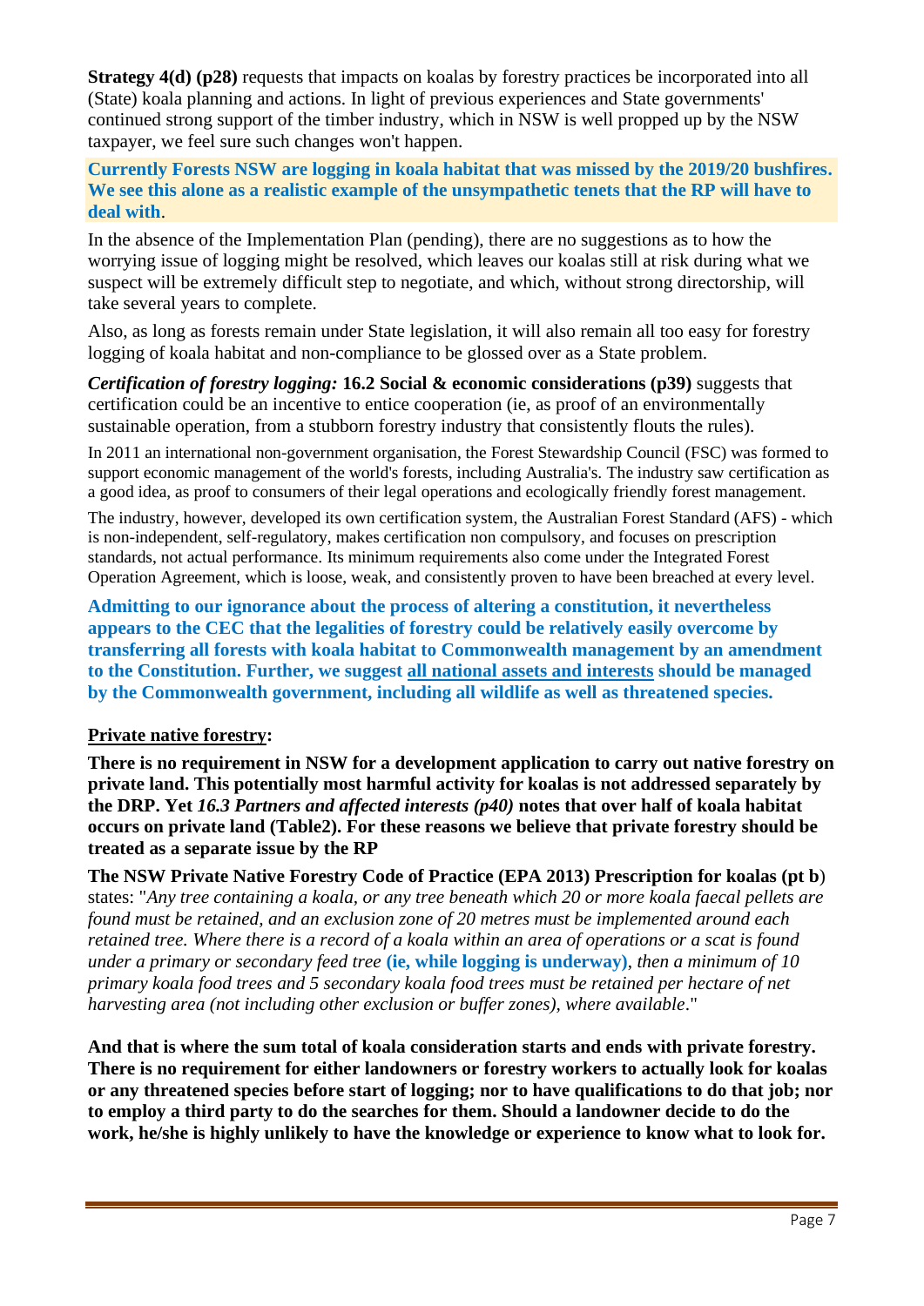**Strategy 4(d) (p28)** requests that impacts on koalas by forestry practices be incorporated into all (State) koala planning and actions. In light of previous experiences and State governments' continued strong support of the timber industry, which in NSW is well propped up by the NSW taxpayer, we feel sure such changes won't happen.

**Currently Forests NSW are logging in koala habitat that was missed by the 2019/20 bushfires. We see this alone as a realistic example of the unsympathetic tenets that the RP will have to deal with**.

In the absence of the Implementation Plan (pending), there are no suggestions as to how the worrying issue of logging might be resolved, which leaves our koalas still at risk during what we suspect will be extremely difficult step to negotiate, and which, without strong directorship, will take several years to complete.

Also, as long as forests remain under State legislation, it will also remain all too easy for forestry logging of koala habitat and non-compliance to be glossed over as a State problem.

***Certification of forestry logging:*** **16.2 Social & economic considerations (p39)** suggests that certification could be an incentive to entice cooperation (ie, as proof of an environmentally sustainable operation, from a stubborn forestry industry that consistently flouts the rules).

In 2011 an international non-government organisation, the Forest Stewardship Council (FSC) was formed to support economic management of the world's forests, including Australia's. The industry saw certification as a good idea, as proof to consumers of their legal operations and ecologically friendly forest management.

The industry, however, developed its own certification system, the Australian Forest Standard (AFS) - which is non-independent, self-regulatory, makes certification non compulsory, and focuses on prescription standards, not actual performance. Its minimum requirements also come under the Integrated Forest Operation Agreement, which is loose, weak, and consistently proven to have been breached at every level.

**Admitting to our ignorance about the process of altering a constitution, it nevertheless appears to the CEC that the legalities of forestry could be relatively easily overcome by transferring all forests with koala habitat to Commonwealth management by an amendment to the Constitution. Further, we suggest <u>all national assets and interests</u> should be managed by the Commonwealth government, including all wildlife as well as threatened species.**

**<u>Private native forestry</u>:**

**There is no requirement in NSW for a development application to carry out native forestry on private land. This potentially most harmful activity for koalas is not addressed separately by the DRP. Yet *16.3 Partners and affected interests (p40)* notes that over half of koala habitat occurs on private land (Table2). For these reasons we believe that private forestry should be treated as a separate issue by the RP**

**The NSW Private Native Forestry Code of Practice (EPA 2013) Prescription for koalas (pt b**) states: "*Any tree containing a koala, or any tree beneath which 20 or more koala faecal pellets are found must be retained, and an exclusion zone of 20 metres must be implemented around each retained tree. Where there is a record of a koala within an area of operations or a scat is found under a primary or secondary feed tree* **(ie, while logging is underway)***, then a minimum of 10 primary koala food trees and 5 secondary koala food trees must be retained per hectare of net harvesting area (not including other exclusion or buffer zones), where available*."

**And that is where the sum total of koala consideration starts and ends with private forestry. There is no requirement for either landowners or forestry workers to actually look for koalas or any threatened species before start of logging; nor to have qualifications to do that job; nor to employ a third party to do the searches for them. Should a landowner decide to do the work, he/she is highly unlikely to have the knowledge or experience to know what to look for.**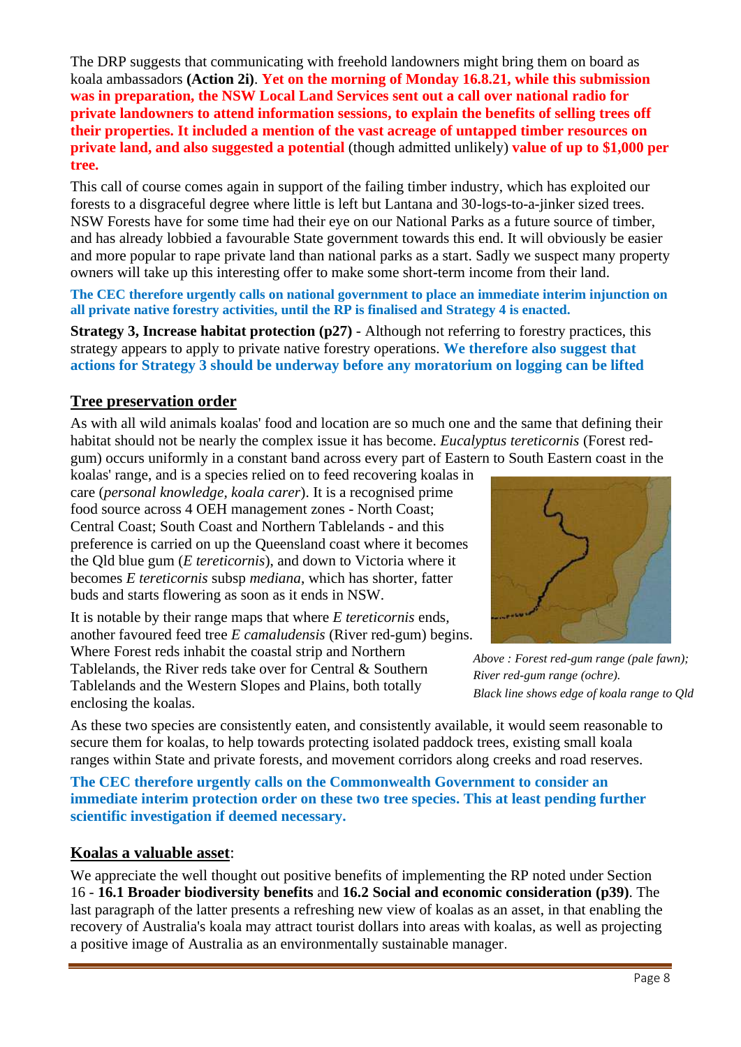The DRP suggests that communicating with freehold landowners might bring them on board as koala ambassadors **(Action 2i)**. **Yet on the morning of Monday 16.8.21, while this submission was in preparation, the NSW Local Land Services sent out a call over national radio for private landowners to attend information sessions, to explain the benefits of selling trees off their properties. It included a mention of the vast acreage of untapped timber resources on private land, and also suggested a potential** (though admitted unlikely) **value of up to $1,000 per tree.**

This call of course comes again in support of the failing timber industry, which has exploited our forests to a disgraceful degree where little is left but Lantana and 30-logs-to-a-jinker sized trees. NSW Forests have for some time had their eye on our National Parks as a future source of timber, and has already lobbied a favourable State government towards this end. It will obviously be easier and more popular to rape private land than national parks as a start. Sadly we suspect many property owners will take up this interesting offer to make some short-term income from their land.

**The CEC therefore urgently calls on national government to place an immediate interim injunction on all private native forestry activities, until the RP is finalised and Strategy 4 is enacted.**

**Strategy 3, Increase habitat protection (p27)** - Although not referring to forestry practices, this strategy appears to apply to private native forestry operations. **We therefore also suggest that actions for Strategy 3 should be underway before any moratorium on logging can be lifted**

## Tree preservation order

As with all wild animals koalas' food and location are so much one and the same that defining their habitat should not be nearly the complex issue it has become. *Eucalyptus tereticornis* (Forest red-gum) occurs uniformly in a constant band across every part of Eastern to South Eastern coast in the koalas' range, and is a species relied on to feed recovering koalas in care (*personal knowledge, koala carer*). It is a recognised prime food source across 4 OEH management zones - North Coast; Central Coast; South Coast and Northern Tablelands - and this preference is carried on up the Queensland coast where it becomes the Qld blue gum (*E tereticornis*), and down to Victoria where it becomes *E tereticornis* subsp *mediana*, which has shorter, fatter buds and starts flowering as soon as it ends in NSW.

It is notable by their range maps that where *E tereticornis* ends, another favoured feed tree *E camaludensis* (River red-gum) begins. Where Forest reds inhabit the coastal strip and Northern Tablelands, the River reds take over for Central & Southern Tablelands and the Western Slopes and Plains, both totally enclosing the koalas.

*Above : Forest red-gum range (pale fawn); River red-gum range (ochre). Black line shows edge of koala range to Qld*

As these two species are consistently eaten, and consistently available, it would seem reasonable to secure them for koalas, to help towards protecting isolated paddock trees, existing small koala ranges within State and private forests, and movement corridors along creeks and road reserves.

**The CEC therefore urgently calls on the Commonwealth Government to consider an immediate interim protection order on these two tree species. This at least pending further scientific investigation if deemed necessary.**

## Koalas a valuable asset:

We appreciate the well thought out positive benefits of implementing the RP noted under Section 16 - **16.1 Broader biodiversity benefits** and **16.2 Social and economic consideration (p39)**. The last paragraph of the latter presents a refreshing new view of koalas as an asset, in that enabling the recovery of Australia's koala may attract tourist dollars into areas with koalas, as well as projecting a positive image of Australia as an environmentally sustainable manager.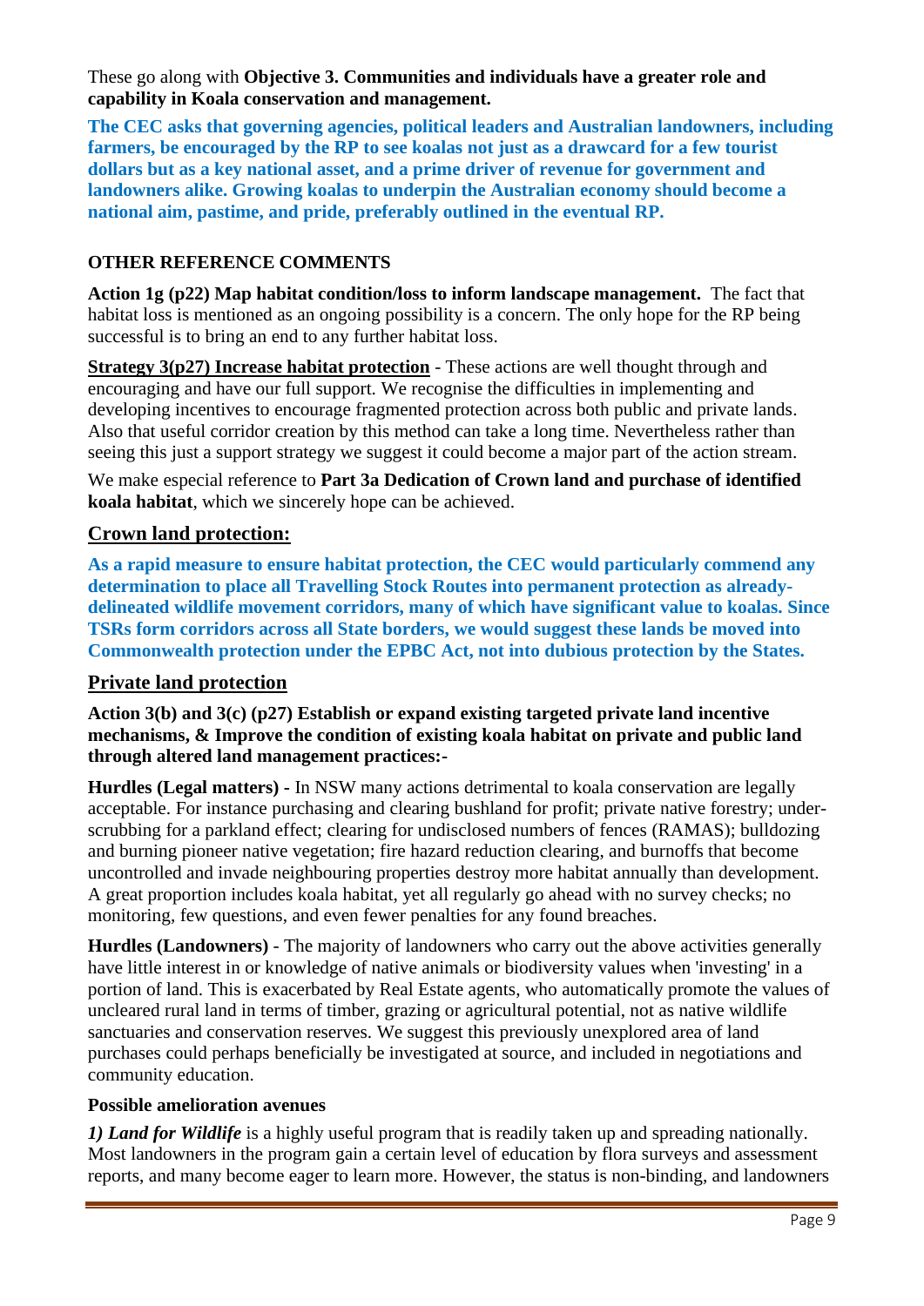These go along with **Objective 3. Communities and individuals have a greater role and capability in Koala conservation and management.**

**The CEC asks that governing agencies, political leaders and Australian landowners, including farmers, be encouraged by the RP to see koalas not just as a drawcard for a few tourist dollars but as a key national asset, and a prime driver of revenue for government and landowners alike. Growing koalas to underpin the Australian economy should become a national aim, pastime, and pride, preferably outlined in the eventual RP.**

**OTHER REFERENCE COMMENTS**

**Action 1g (p22) Map habitat condition/loss to inform landscape management.** The fact that habitat loss is mentioned as an ongoing possibility is a concern. The only hope for the RP being successful is to bring an end to any further habitat loss.

**Strategy 3(p27) Increase habitat protection** - These actions are well thought through and encouraging and have our full support. We recognise the difficulties in implementing and developing incentives to encourage fragmented protection across both public and private lands. Also that useful corridor creation by this method can take a long time. Nevertheless rather than seeing this just a support strategy we suggest it could become a major part of the action stream.

We make especial reference to **Part 3a Dedication of Crown land and purchase of identified koala habitat**, which we sincerely hope can be achieved.

## Crown land protection:

**As a rapid measure to ensure habitat protection, the CEC would particularly commend any determination to place all Travelling Stock Routes into permanent protection as already-delineated wildlife movement corridors, many of which have significant value to koalas. Since TSRs form corridors across all State borders, we would suggest these lands be moved into Commonwealth protection under the EPBC Act, not into dubious protection by the States.**

## Private land protection

**Action 3(b) and 3(c) (p27) Establish or expand existing targeted private land incentive mechanisms, & Improve the condition of existing koala habitat on private and public land through altered land management practices:-**

**Hurdles (Legal matters) -** In NSW many actions detrimental to koala conservation are legally acceptable. For instance purchasing and clearing bushland for profit; private native forestry; under-scrubbing for a parkland effect; clearing for undisclosed numbers of fences (RAMAS); bulldozing and burning pioneer native vegetation; fire hazard reduction clearing, and burnoffs that become uncontrolled and invade neighbouring properties destroy more habitat annually than development. A great proportion includes koala habitat, yet all regularly go ahead with no survey checks; no monitoring, few questions, and even fewer penalties for any found breaches.

**Hurdles (Landowners)** - The majority of landowners who carry out the above activities generally have little interest in or knowledge of native animals or biodiversity values when 'investing' in a portion of land. This is exacerbated by Real Estate agents, who automatically promote the values of uncleared rural land in terms of timber, grazing or agricultural potential, not as native wildlife sanctuaries and conservation reserves. We suggest this previously unexplored area of land purchases could perhaps beneficially be investigated at source, and included in negotiations and community education.

**Possible amelioration avenues**

***1) Land for Wildlife*** is a highly useful program that is readily taken up and spreading nationally. Most landowners in the program gain a certain level of education by flora surveys and assessment reports, and many become eager to learn more. However, the status is non-binding, and landowners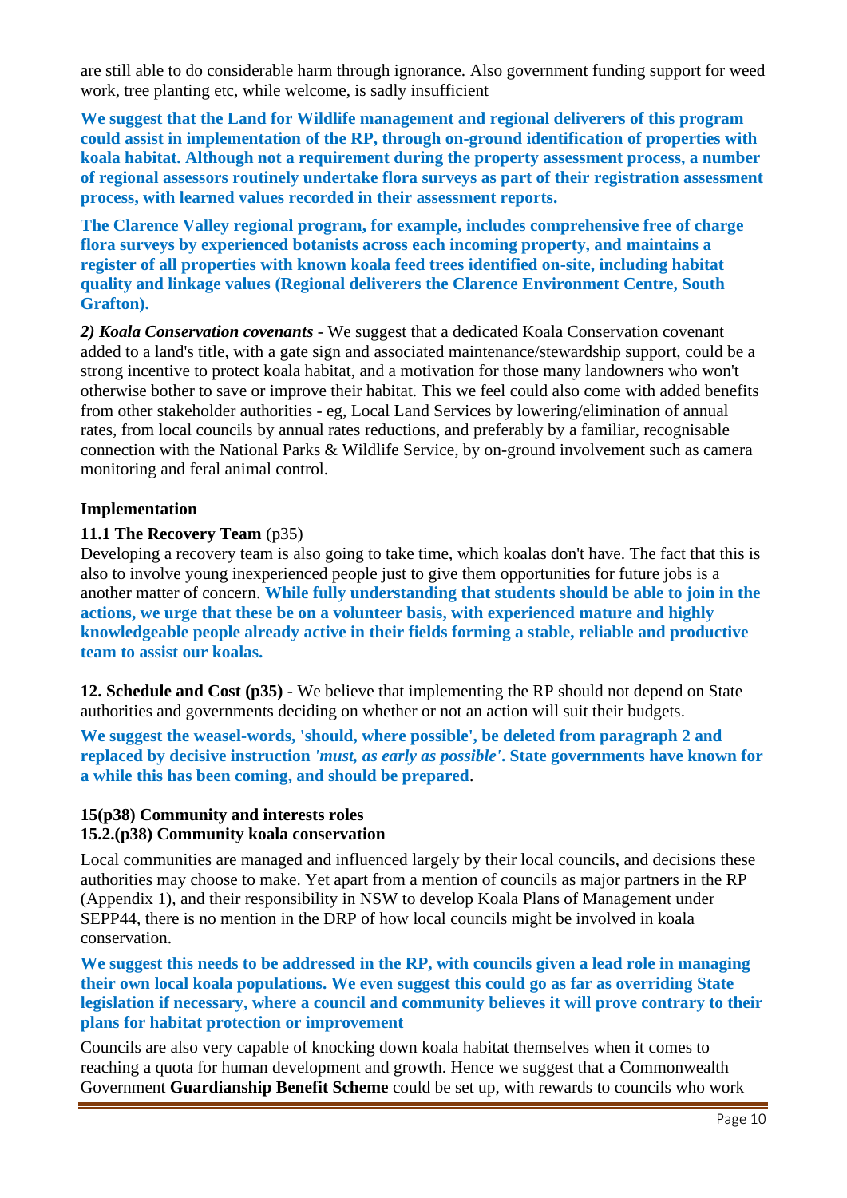are still able to do considerable harm through ignorance. Also government funding support for weed work, tree planting etc, while welcome, is sadly insufficient

**We suggest that the Land for Wildlife management and regional deliverers of this program could assist in implementation of the RP, through on-ground identification of properties with koala habitat. Although not a requirement during the property assessment process, a number of regional assessors routinely undertake flora surveys as part of their registration assessment process, with learned values recorded in their assessment reports.**

**The Clarence Valley regional program, for example, includes comprehensive free of charge flora surveys by experienced botanists across each incoming property, and maintains a register of all properties with known koala feed trees identified on-site, including habitat quality and linkage values (Regional deliverers the Clarence Environment Centre, South Grafton).**

***2) Koala Conservation covenants*** - We suggest that a dedicated Koala Conservation covenant added to a land's title, with a gate sign and associated maintenance/stewardship support, could be a strong incentive to protect koala habitat, and a motivation for those many landowners who won't otherwise bother to save or improve their habitat. This we feel could also come with added benefits from other stakeholder authorities - eg, Local Land Services by lowering/elimination of annual rates, from local councils by annual rates reductions, and preferably by a familiar, recognisable connection with the National Parks & Wildlife Service, by on-ground involvement such as camera monitoring and feral animal control.

**Implementation**

**11.1 The Recovery Team** (p35)

Developing a recovery team is also going to take time, which koalas don't have. The fact that this is also to involve young inexperienced people just to give them opportunities for future jobs is a another matter of concern. **While fully understanding that students should be able to join in the actions, we urge that these be on a volunteer basis, with experienced mature and highly knowledgeable people already active in their fields forming a stable, reliable and productive team to assist our koalas.**

**12. Schedule and Cost (p35)** - We believe that implementing the RP should not depend on State authorities and governments deciding on whether or not an action will suit their budgets.

**We suggest the weasel-words, 'should, where possible', be deleted from paragraph 2 and replaced by decisive instruction *'must, as early as possible'*. State governments have known for a while this has been coming, and should be prepared**.

**15(p38) Community and interests roles**
**15.2.(p38) Community koala conservation**

Local communities are managed and influenced largely by their local councils, and decisions these authorities may choose to make. Yet apart from a mention of councils as major partners in the RP (Appendix 1), and their responsibility in NSW to develop Koala Plans of Management under SEPP44, there is no mention in the DRP of how local councils might be involved in koala conservation.

**We suggest this needs to be addressed in the RP, with councils given a lead role in managing their own local koala populations. We even suggest this could go as far as overriding State legislation if necessary, where a council and community believes it will prove contrary to their plans for habitat protection or improvement**

Councils are also very capable of knocking down koala habitat themselves when it comes to reaching a quota for human development and growth. Hence we suggest that a Commonwealth Government **Guardianship Benefit Scheme** could be set up, with rewards to councils who work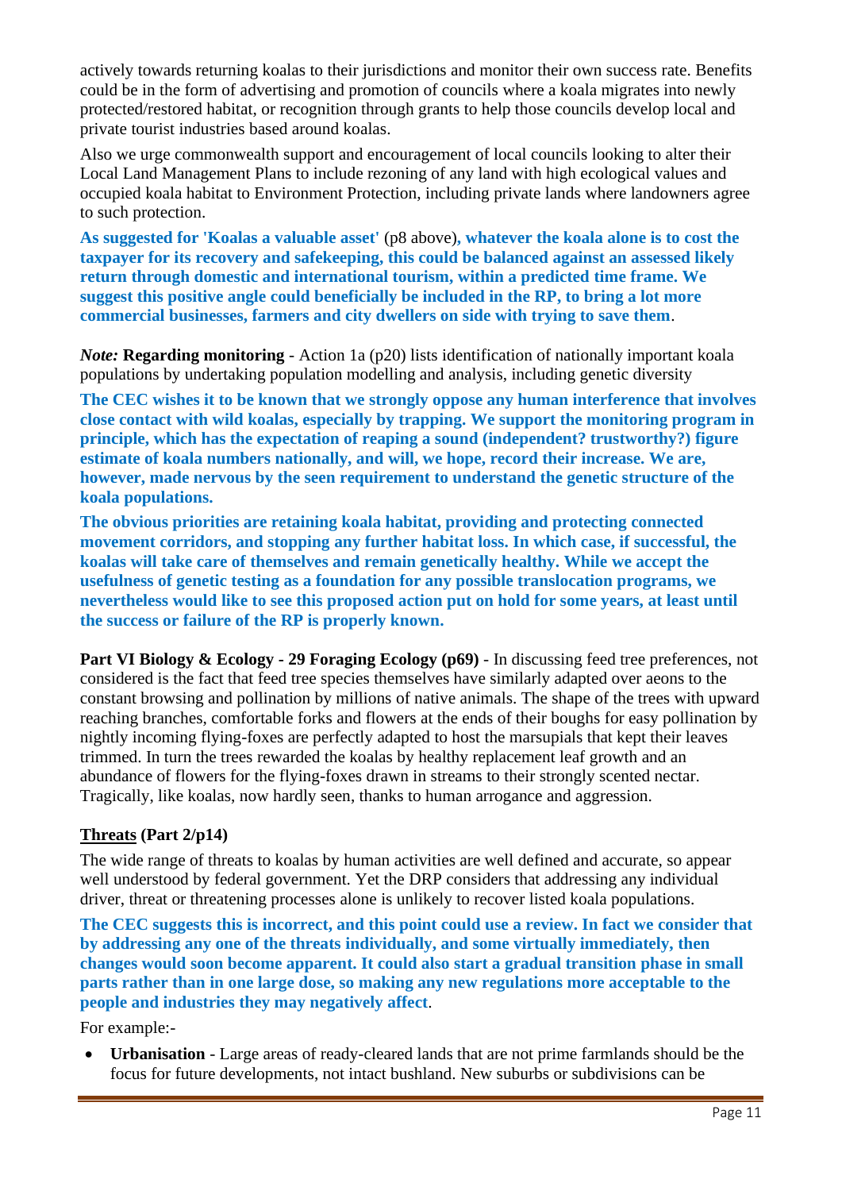actively towards returning koalas to their jurisdictions and monitor their own success rate. Benefits could be in the form of advertising and promotion of councils where a koala migrates into newly protected/restored habitat, or recognition through grants to help those councils develop local and private tourist industries based around koalas.

Also we urge commonwealth support and encouragement of local councils looking to alter their Local Land Management Plans to include rezoning of any land with high ecological values and occupied koala habitat to Environment Protection, including private lands where landowners agree to such protection.

**As suggested for 'Koalas a valuable asset'** (p8 above)**, whatever the koala alone is to cost the taxpayer for its recovery and safekeeping, this could be balanced against an assessed likely return through domestic and international tourism, within a predicted time frame. We suggest this positive angle could beneficially be included in the RP, to bring a lot more commercial businesses, farmers and city dwellers on side with trying to save them**.

***Note:*** **Regarding monitoring** - Action 1a (p20) lists identification of nationally important koala populations by undertaking population modelling and analysis, including genetic diversity

**The CEC wishes it to be known that we strongly oppose any human interference that involves close contact with wild koalas, especially by trapping. We support the monitoring program in principle, which has the expectation of reaping a sound (independent? trustworthy?) figure estimate of koala numbers nationally, and will, we hope, record their increase. We are, however, made nervous by the seen requirement to understand the genetic structure of the koala populations.**

**The obvious priorities are retaining koala habitat, providing and protecting connected movement corridors, and stopping any further habitat loss. In which case, if successful, the koalas will take care of themselves and remain genetically healthy. While we accept the usefulness of genetic testing as a foundation for any possible translocation programs, we nevertheless would like to see this proposed action put on hold for some years, at least until the success or failure of the RP is properly known.**

**Part VI Biology & Ecology - 29 Foraging Ecology (p69)** - In discussing feed tree preferences, not considered is the fact that feed tree species themselves have similarly adapted over aeons to the constant browsing and pollination by millions of native animals. The shape of the trees with upward reaching branches, comfortable forks and flowers at the ends of their boughs for easy pollination by nightly incoming flying-foxes are perfectly adapted to host the marsupials that kept their leaves trimmed. In turn the trees rewarded the koalas by healthy replacement leaf growth and an abundance of flowers for the flying-foxes drawn in streams to their strongly scented nectar. Tragically, like koalas, now hardly seen, thanks to human arrogance and aggression.

**Threats (Part 2/p14)**

The wide range of threats to koalas by human activities are well defined and accurate, so appear well understood by federal government. Yet the DRP considers that addressing any individual driver, threat or threatening processes alone is unlikely to recover listed koala populations.

**The CEC suggests this is incorrect, and this point could use a review. In fact we consider that by addressing any one of the threats individually, and some virtually immediately, then changes would soon become apparent. It could also start a gradual transition phase in small parts rather than in one large dose, so making any new regulations more acceptable to the people and industries they may negatively affect**.

For example:-

- **Urbanisation** - Large areas of ready-cleared lands that are not prime farmlands should be the focus for future developments, not intact bushland. New suburbs or subdivisions can be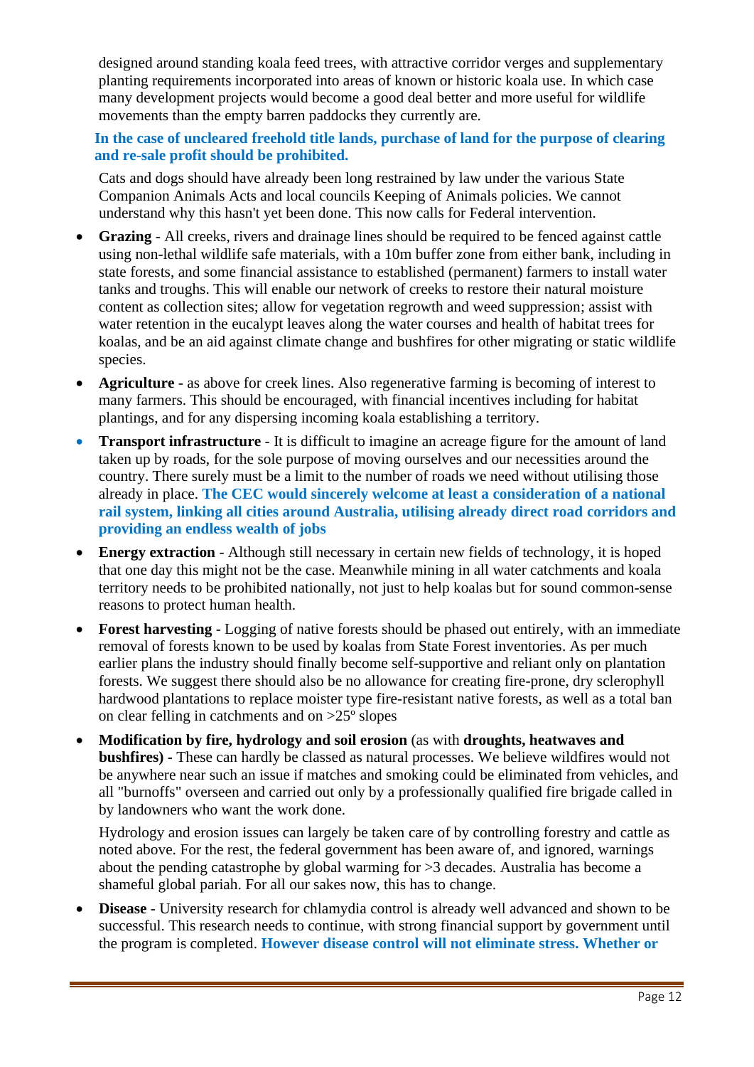designed around standing koala feed trees, with attractive corridor verges and supplementary planting requirements incorporated into areas of known or historic koala use. In which case many development projects would become a good deal better and more useful for wildlife movements than the empty barren paddocks they currently are.

**In the case of uncleared freehold title lands, purchase of land for the purpose of clearing and re-sale profit should be prohibited.**

Cats and dogs should have already been long restrained by law under the various State Companion Animals Acts and local councils Keeping of Animals policies. We cannot understand why this hasn't yet been done. This now calls for Federal intervention.

- **Grazing** - All creeks, rivers and drainage lines should be required to be fenced against cattle using non-lethal wildlife safe materials, with a 10m buffer zone from either bank, including in state forests, and some financial assistance to established (permanent) farmers to install water tanks and troughs. This will enable our network of creeks to restore their natural moisture content as collection sites; allow for vegetation regrowth and weed suppression; assist with water retention in the eucalypt leaves along the water courses and health of habitat trees for koalas, and be an aid against climate change and bushfires for other migrating or static wildlife species.
- **Agriculture** - as above for creek lines. Also regenerative farming is becoming of interest to many farmers. This should be encouraged, with financial incentives including for habitat plantings, and for any dispersing incoming koala establishing a territory.
- **Transport infrastructure** - It is difficult to imagine an acreage figure for the amount of land taken up by roads, for the sole purpose of moving ourselves and our necessities around the country. There surely must be a limit to the number of roads we need without utilising those already in place. **The CEC would sincerely welcome at least a consideration of a national rail system, linking all cities around Australia, utilising already direct road corridors and providing an endless wealth of jobs**
- **Energy extraction** - Although still necessary in certain new fields of technology, it is hoped that one day this might not be the case. Meanwhile mining in all water catchments and koala territory needs to be prohibited nationally, not just to help koalas but for sound common-sense reasons to protect human health.
- **Forest harvesting** - Logging of native forests should be phased out entirely, with an immediate removal of forests known to be used by koalas from State Forest inventories. As per much earlier plans the industry should finally become self-supportive and reliant only on plantation forests. We suggest there should also be no allowance for creating fire-prone, dry sclerophyll hardwood plantations to replace moister type fire-resistant native forests, as well as a total ban on clear felling in catchments and on >25º slopes
- **Modification by fire, hydrology and soil erosion** (as with **droughts, heatwaves and bushfires) -** These can hardly be classed as natural processes. We believe wildfires would not be anywhere near such an issue if matches and smoking could be eliminated from vehicles, and all "burnoffs" overseen and carried out only by a professionally qualified fire brigade called in by landowners who want the work done.

  Hydrology and erosion issues can largely be taken care of by controlling forestry and cattle as noted above. For the rest, the federal government has been aware of, and ignored, warnings about the pending catastrophe by global warming for >3 decades. Australia has become a shameful global pariah. For all our sakes now, this has to change.
- **Disease** - University research for chlamydia control is already well advanced and shown to be successful. This research needs to continue, with strong financial support by government until the program is completed. **However disease control will not eliminate stress. Whether or**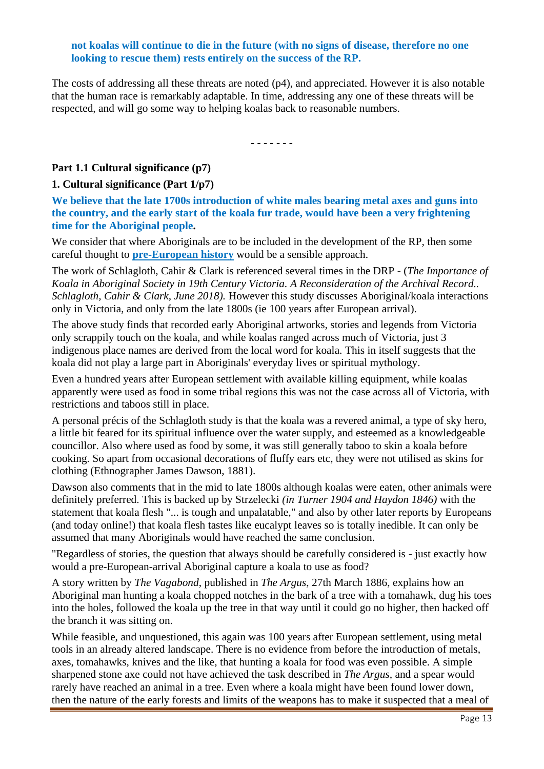**not koalas will continue to die in the future (with no signs of disease, therefore no one looking to rescue them) rests entirely on the success of the RP.**

The costs of addressing all these threats are noted (p4), and appreciated. However it is also notable that the human race is remarkably adaptable. In time, addressing any one of these threats will be respected, and will go some way to helping koalas back to reasonable numbers.

- - - - - - -

**Part 1.1 Cultural significance (p7)**

**1. Cultural significance (Part 1/p7)**

**We believe that the late 1700s introduction of white males bearing metal axes and guns into the country, and the early start of the koala fur trade, would have been a very frightening time for the Aboriginal people.**

We consider that where Aboriginals are to be included in the development of the RP, then some careful thought to **pre-European history** would be a sensible approach.

The work of Schlagloth, Cahir & Clark is referenced several times in the DRP - (*The Importance of Koala in Aboriginal Society in 19th Century Victoria. A Reconsideration of the Archival Record.. Schlagloth, Cahir & Clark, June 2018).* However this study discusses Aboriginal/koala interactions only in Victoria, and only from the late 1800s (ie 100 years after European arrival).

The above study finds that recorded early Aboriginal artworks, stories and legends from Victoria only scrappily touch on the koala, and while koalas ranged across much of Victoria, just 3 indigenous place names are derived from the local word for koala. This in itself suggests that the koala did not play a large part in Aboriginals' everyday lives or spiritual mythology.

Even a hundred years after European settlement with available killing equipment, while koalas apparently were used as food in some tribal regions this was not the case across all of Victoria, with restrictions and taboos still in place.

A personal précis of the Schlagloth study is that the koala was a revered animal, a type of sky hero, a little bit feared for its spiritual influence over the water supply, and esteemed as a knowledgeable councillor. Also where used as food by some, it was still generally taboo to skin a koala before cooking. So apart from occasional decorations of fluffy ears etc, they were not utilised as skins for clothing (Ethnographer James Dawson, 1881).

Dawson also comments that in the mid to late 1800s although koalas were eaten, other animals were definitely preferred. This is backed up by Strzelecki *(in Turner 1904 and Haydon 1846)* with the statement that koala flesh "... is tough and unpalatable," and also by other later reports by Europeans (and today online!) that koala flesh tastes like eucalypt leaves so is totally inedible. It can only be assumed that many Aboriginals would have reached the same conclusion.

"Regardless of stories, the question that always should be carefully considered is - just exactly how would a pre-European-arrival Aboriginal capture a koala to use as food?

A story written by *The Vagabond*, published in *The Argus*, 27th March 1886, explains how an Aboriginal man hunting a koala chopped notches in the bark of a tree with a tomahawk, dug his toes into the holes, followed the koala up the tree in that way until it could go no higher, then hacked off the branch it was sitting on.

While feasible, and unquestioned, this again was 100 years after European settlement, using metal tools in an already altered landscape. There is no evidence from before the introduction of metals, axes, tomahawks, knives and the like, that hunting a koala for food was even possible. A simple sharpened stone axe could not have achieved the task described in *The Argus*, and a spear would rarely have reached an animal in a tree. Even where a koala might have been found lower down, then the nature of the early forests and limits of the weapons has to make it suspected that a meal of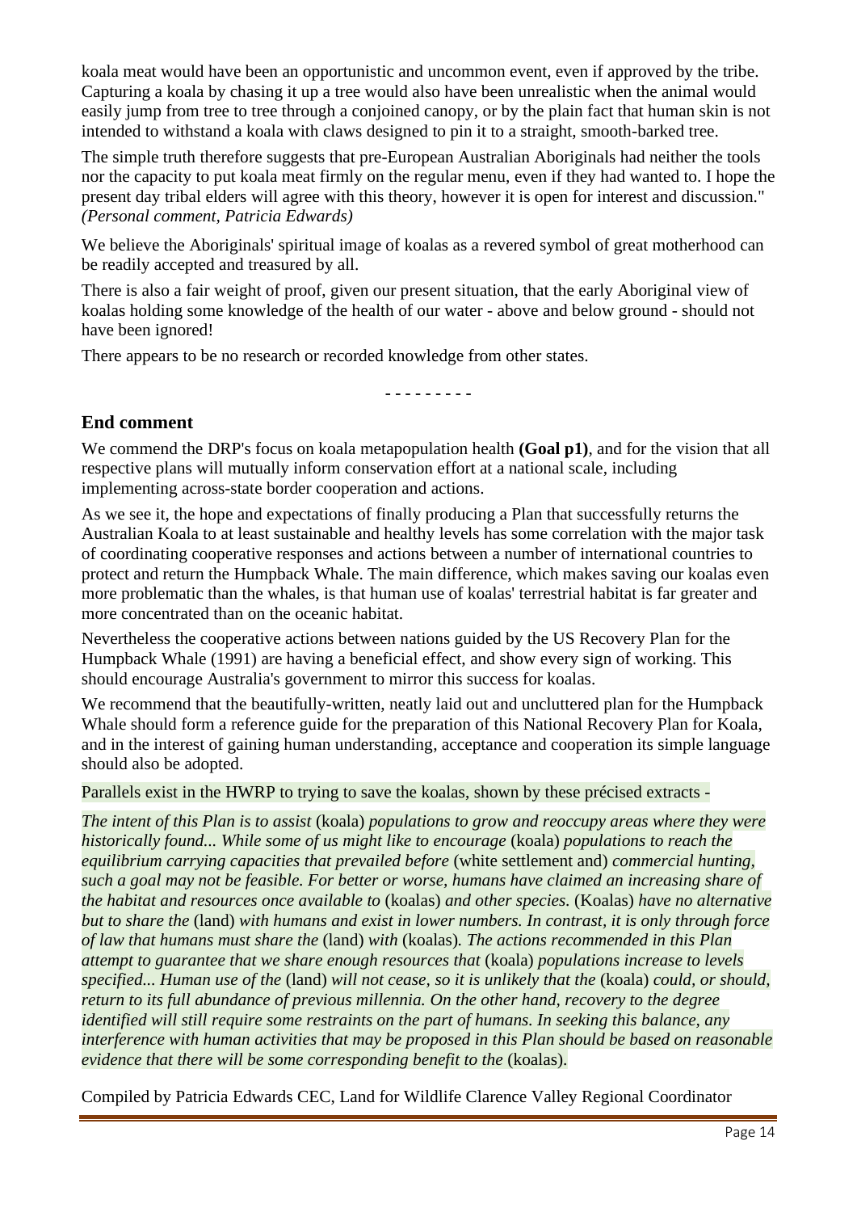koala meat would have been an opportunistic and uncommon event, even if approved by the tribe. Capturing a koala by chasing it up a tree would also have been unrealistic when the animal would easily jump from tree to tree through a conjoined canopy, or by the plain fact that human skin is not intended to withstand a koala with claws designed to pin it to a straight, smooth-barked tree.

The simple truth therefore suggests that pre-European Australian Aboriginals had neither the tools nor the capacity to put koala meat firmly on the regular menu, even if they had wanted to. I hope the present day tribal elders will agree with this theory, however it is open for interest and discussion." *(Personal comment, Patricia Edwards)*

We believe the Aboriginals' spiritual image of koalas as a revered symbol of great motherhood can be readily accepted and treasured by all.

There is also a fair weight of proof, given our present situation, that the early Aboriginal view of koalas holding some knowledge of the health of our water - above and below ground - should not have been ignored!

There appears to be no research or recorded knowledge from other states.

- - - - - - - - -

## End comment

We commend the DRP's focus on koala metapopulation health **(Goal p1)**, and for the vision that all respective plans will mutually inform conservation effort at a national scale, including implementing across-state border cooperation and actions.

As we see it, the hope and expectations of finally producing a Plan that successfully returns the Australian Koala to at least sustainable and healthy levels has some correlation with the major task of coordinating cooperative responses and actions between a number of international countries to protect and return the Humpback Whale. The main difference, which makes saving our koalas even more problematic than the whales, is that human use of koalas' terrestrial habitat is far greater and more concentrated than on the oceanic habitat.

Nevertheless the cooperative actions between nations guided by the US Recovery Plan for the Humpback Whale (1991) are having a beneficial effect, and show every sign of working. This should encourage Australia's government to mirror this success for koalas.

We recommend that the beautifully-written, neatly laid out and uncluttered plan for the Humpback Whale should form a reference guide for the preparation of this National Recovery Plan for Koala, and in the interest of gaining human understanding, acceptance and cooperation its simple language should also be adopted.

Parallels exist in the HWRP to trying to save the koalas, shown by these précised extracts -

*The intent of this Plan is to assist* (koala) *populations to grow and reoccupy areas where they were historically found... While some of us might like to encourage* (koala) *populations to reach the equilibrium carrying capacities that prevailed before* (white settlement and) *commercial hunting, such a goal may not be feasible. For better or worse, humans have claimed an increasing share of the habitat and resources once available to* (koalas) *and other species.* (Koalas) *have no alternative but to share the* (land) *with humans and exist in lower numbers. In contrast, it is only through force of law that humans must share the* (land) *with* (koalas)*. The actions recommended in this Plan attempt to guarantee that we share enough resources that* (koala) *populations increase to levels specified... Human use of the* (land) *will not cease, so it is unlikely that the* (koala) *could, or should, return to its full abundance of previous millennia. On the other hand, recovery to the degree identified will still require some restraints on the part of humans. In seeking this balance, any interference with human activities that may be proposed in this Plan should be based on reasonable evidence that there will be some corresponding benefit to the* (koalas).

Compiled by Patricia Edwards CEC, Land for Wildlife Clarence Valley Regional Coordinator